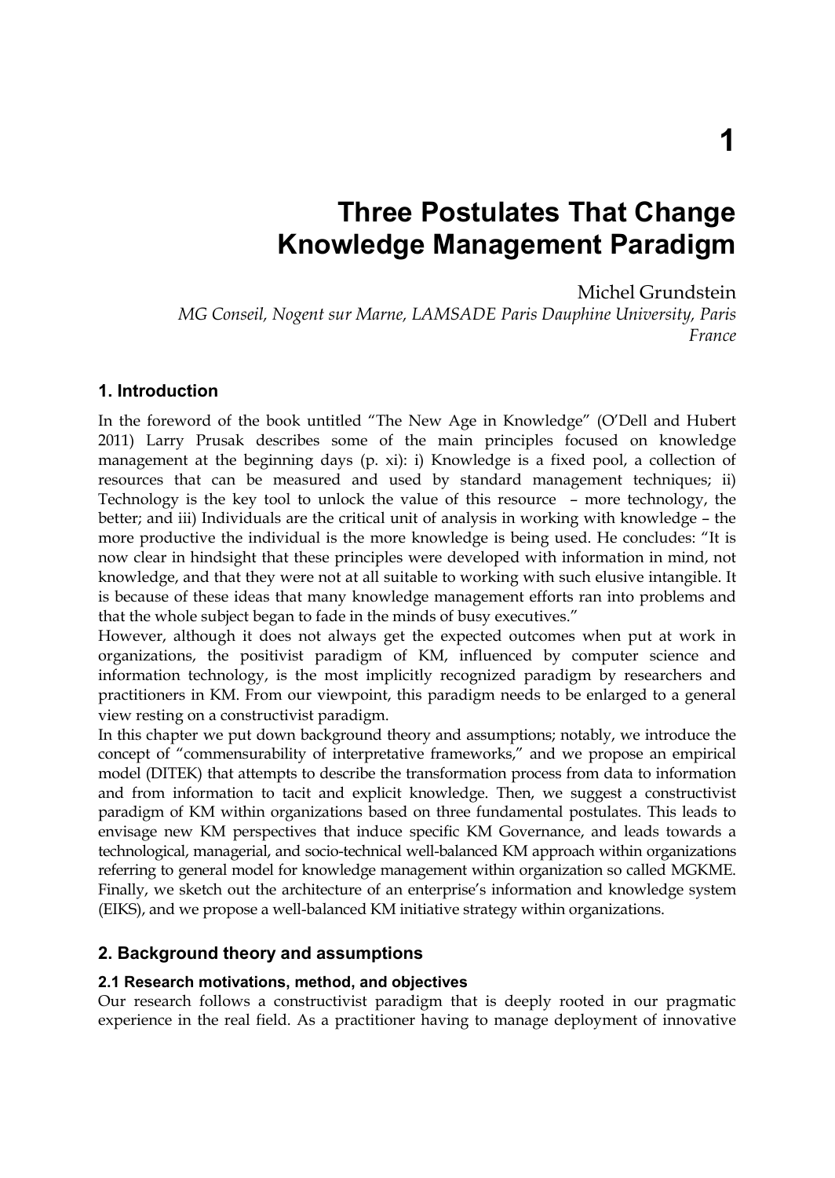# 1

# Three Postulates That Change Knowledge Management Paradigm

Michel Grundstein

*MG Conseil, Nogent sur Marne, LAMSADE Paris Dauphine University, Paris France*

## 1. Introduction

In the foreword of the book untitled "The New Age in Knowledge" (O'Dell and Hubert 2011) Larry Prusak describes some of the main principles focused on knowledge management at the beginning days (p. xi): i) Knowledge is a fixed pool, a collection of resources that can be measured and used by standard management techniques; ii) Technology is the key tool to unlock the value of this resource – more technology, the better; and iii) Individuals are the critical unit of analysis in working with knowledge – the more productive the individual is the more knowledge is being used. He concludes: "It is now clear in hindsight that these principles were developed with information in mind, not knowledge, and that they were not at all suitable to working with such elusive intangible. It is because of these ideas that many knowledge management efforts ran into problems and that the whole subject began to fade in the minds of busy executives."

However, although it does not always get the expected outcomes when put at work in organizations, the positivist paradigm of KM, influenced by computer science and information technology, is the most implicitly recognized paradigm by researchers and practitioners in KM. From our viewpoint, this paradigm needs to be enlarged to a general view resting on a constructivist paradigm.

In this chapter we put down background theory and assumptions; notably, we introduce the concept of "commensurability of interpretative frameworks," and we propose an empirical model (DITEK) that attempts to describe the transformation process from data to information and from information to tacit and explicit knowledge. Then, we suggest a constructivist paradigm of KM within organizations based on three fundamental postulates. This leads to envisage new KM perspectives that induce specific KM Governance, and leads towards a technological, managerial, and socio-technical well-balanced KM approach within organizations referring to general model for knowledge management within organization so called MGKME. Finally, we sketch out the architecture of an enterprise's information and knowledge system (EIKS), and we propose a well-balanced KM initiative strategy within organizations.

## 2. Background theory and assumptions

### 2.1 Research motivations, method, and objectives

Our research follows a constructivist paradigm that is deeply rooted in our pragmatic experience in the real field. As a practitioner having to manage deployment of innovative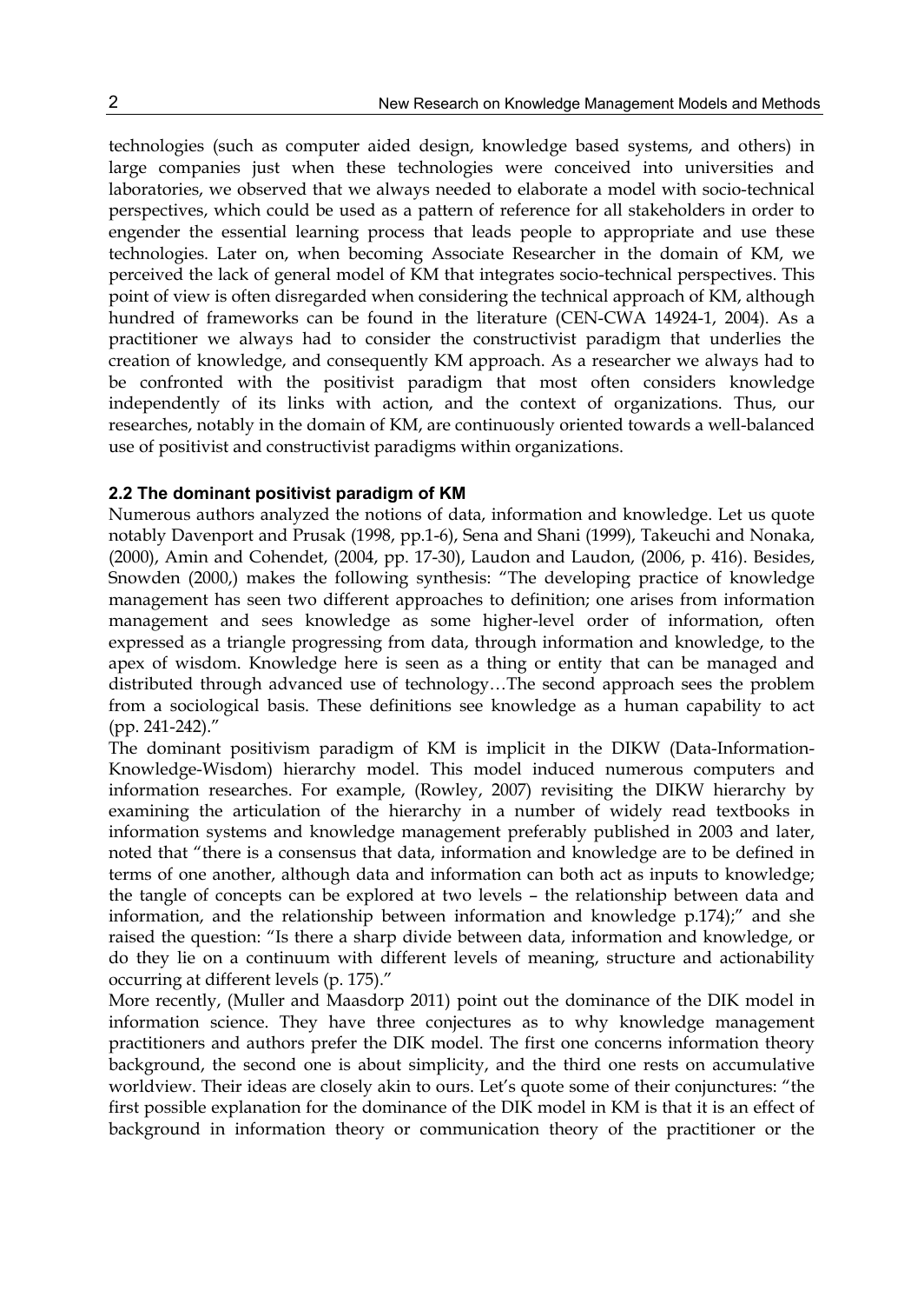technologies (such as computer aided design, knowledge based systems, and others) in large companies just when these technologies were conceived into universities and laboratories, we observed that we always needed to elaborate a model with socio-technical perspectives, which could be used as a pattern of reference for all stakeholders in order to engender the essential learning process that leads people to appropriate and use these technologies. Later on, when becoming Associate Researcher in the domain of KM, we perceived the lack of general model of KM that integrates socio-technical perspectives. This point of view is often disregarded when considering the technical approach of KM, although hundred of frameworks can be found in the literature (CEN-CWA 14924-1, 2004). As a practitioner we always had to consider the constructivist paradigm that underlies the creation of knowledge, and consequently KM approach. As a researcher we always had to be confronted with the positivist paradigm that most often considers knowledge independently of its links with action, and the context of organizations. Thus, our researches, notably in the domain of KM, are continuously oriented towards a well-balanced use of positivist and constructivist paradigms within organizations.

### 2.2 The dominant positivist paradigm of KM

Numerous authors analyzed the notions of data, information and knowledge. Let us quote notably Davenport and Prusak (1998, pp.1-6), Sena and Shani (1999), Takeuchi and Nonaka, (2000), Amin and Cohendet, (2004, pp. 17-30), Laudon and Laudon, (2006, p. 416). Besides, Snowden (2000,) makes the following synthesis: "The developing practice of knowledge management has seen two different approaches to definition; one arises from information management and sees knowledge as some higher-level order of information, often expressed as a triangle progressing from data, through information and knowledge, to the apex of wisdom. Knowledge here is seen as a thing or entity that can be managed and distributed through advanced use of technology…The second approach sees the problem from a sociological basis. These definitions see knowledge as a human capability to act (pp. 241-242)."

The dominant positivism paradigm of KM is implicit in the DIKW (Data-Information-Knowledge-Wisdom) hierarchy model. This model induced numerous computers and information researches. For example, (Rowley, 2007) revisiting the DIKW hierarchy by examining the articulation of the hierarchy in a number of widely read textbooks in information systems and knowledge management preferably published in 2003 and later, noted that "there is a consensus that data, information and knowledge are to be defined in terms of one another, although data and information can both act as inputs to knowledge; the tangle of concepts can be explored at two levels – the relationship between data and information, and the relationship between information and knowledge p.174);" and she raised the question: "Is there a sharp divide between data, information and knowledge, or do they lie on a continuum with different levels of meaning, structure and actionability occurring at different levels (p. 175)."

More recently, (Muller and Maasdorp 2011) point out the dominance of the DIK model in information science. They have three conjectures as to why knowledge management practitioners and authors prefer the DIK model. The first one concerns information theory background, the second one is about simplicity, and the third one rests on accumulative worldview. Their ideas are closely akin to ours. Let's quote some of their conjunctures: "the first possible explanation for the dominance of the DIK model in KM is that it is an effect of background in information theory or communication theory of the practitioner or the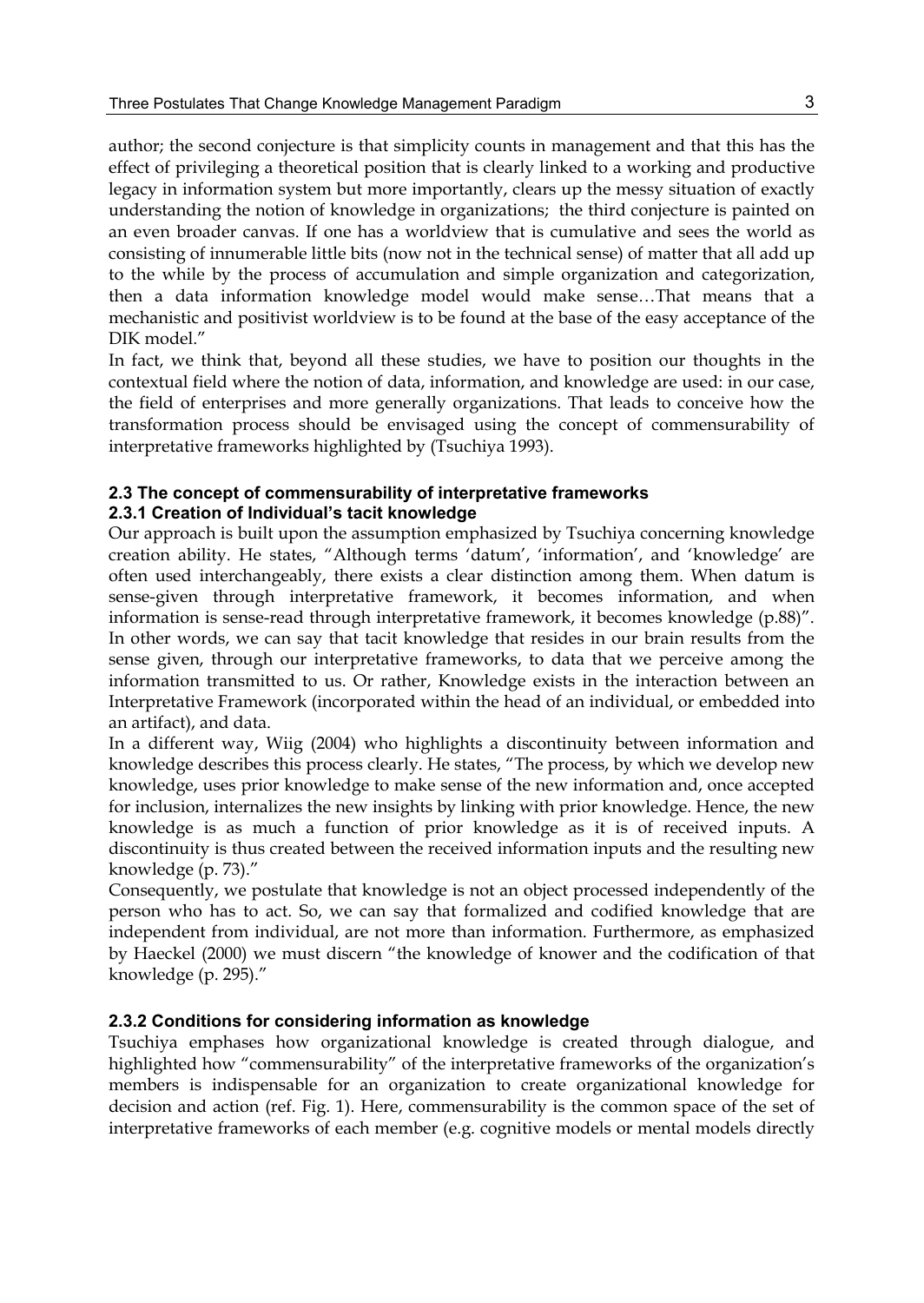author; the second conjecture is that simplicity counts in management and that this has the effect of privileging a theoretical position that is clearly linked to a working and productive legacy in information system but more importantly, clears up the messy situation of exactly understanding the notion of knowledge in organizations; the third conjecture is painted on an even broader canvas. If one has a worldview that is cumulative and sees the world as consisting of innumerable little bits (now not in the technical sense) of matter that all add up to the while by the process of accumulation and simple organization and categorization, then a data information knowledge model would make sense…That means that a mechanistic and positivist worldview is to be found at the base of the easy acceptance of the DIK model."

In fact, we think that, beyond all these studies, we have to position our thoughts in the contextual field where the notion of data, information, and knowledge are used: in our case, the field of enterprises and more generally organizations. That leads to conceive how the transformation process should be envisaged using the concept of commensurability of interpretative frameworks highlighted by (Tsuchiya 1993).

### 2.3 The concept of commensurability of interpretative frameworks

#### 2.3.1 Creation of Individual's tacit knowledge

Our approach is built upon the assumption emphasized by Tsuchiya concerning knowledge creation ability. He states, "Although terms 'datum', 'information', and 'knowledge' are often used interchangeably, there exists a clear distinction among them. When datum is sense-given through interpretative framework, it becomes information, and when information is sense-read through interpretative framework, it becomes knowledge (p.88)". In other words, we can say that tacit knowledge that resides in our brain results from the sense given, through our interpretative frameworks, to data that we perceive among the information transmitted to us. Or rather, Knowledge exists in the interaction between an Interpretative Framework (incorporated within the head of an individual, or embedded into an artifact), and data.

In a different way, Wiig (2004) who highlights a discontinuity between information and knowledge describes this process clearly. He states, "The process, by which we develop new knowledge, uses prior knowledge to make sense of the new information and, once accepted for inclusion, internalizes the new insights by linking with prior knowledge. Hence, the new knowledge is as much a function of prior knowledge as it is of received inputs. A discontinuity is thus created between the received information inputs and the resulting new knowledge (p. 73)."

Consequently, we postulate that knowledge is not an object processed independently of the person who has to act. So, we can say that formalized and codified knowledge that are independent from individual, are not more than information. Furthermore, as emphasized by Haeckel (2000) we must discern "the knowledge of knower and the codification of that knowledge (p. 295)."

#### 2.3.2 Conditions for considering information as knowledge

Tsuchiya emphases how organizational knowledge is created through dialogue, and highlighted how "commensurability" of the interpretative frameworks of the organization's members is indispensable for an organization to create organizational knowledge for decision and action (ref. Fig. 1). Here, commensurability is the common space of the set of interpretative frameworks of each member (e.g. cognitive models or mental models directly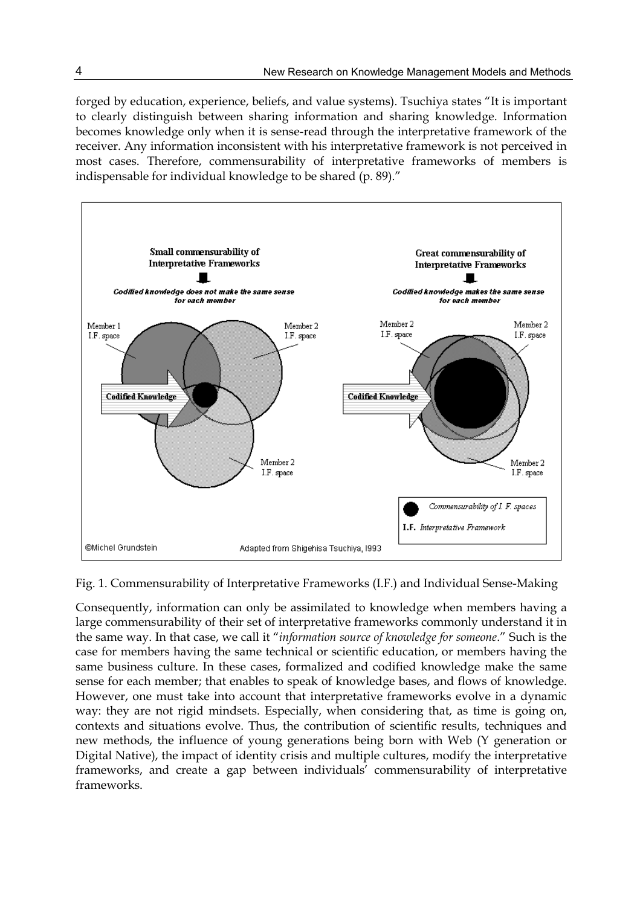forged by education, experience, beliefs, and value systems). Tsuchiya states "It is important to clearly distinguish between sharing information and sharing knowledge. Information becomes knowledge only when it is sense-read through the interpretative framework of the receiver. Any information inconsistent with his interpretative framework is not perceived in most cases. Therefore, commensurability of interpretative frameworks of members is indispensable for individual knowledge to be shared (p. 89)."

Fig. 1. Commensurability of Interpretative Frameworks (I.F.) and Individual Sense-Making

Consequently, information can only be assimilated to knowledge when members having a large commensurability of their set of interpretative frameworks commonly understand it in the same way. In that case, we call it "*information source of knowledge for someone*." Such is the case for members having the same technical or scientific education, or members having the same business culture. In these cases, formalized and codified knowledge make the same sense for each member; that enables to speak of knowledge bases, and flows of knowledge. However, one must take into account that interpretative frameworks evolve in a dynamic way: they are not rigid mindsets. Especially, when considering that, as time is going on, contexts and situations evolve. Thus, the contribution of scientific results, techniques and new methods, the influence of young generations being born with Web (Y generation or Digital Native), the impact of identity crisis and multiple cultures, modify the interpretative frameworks, and create a gap between individuals' commensurability of interpretative frameworks.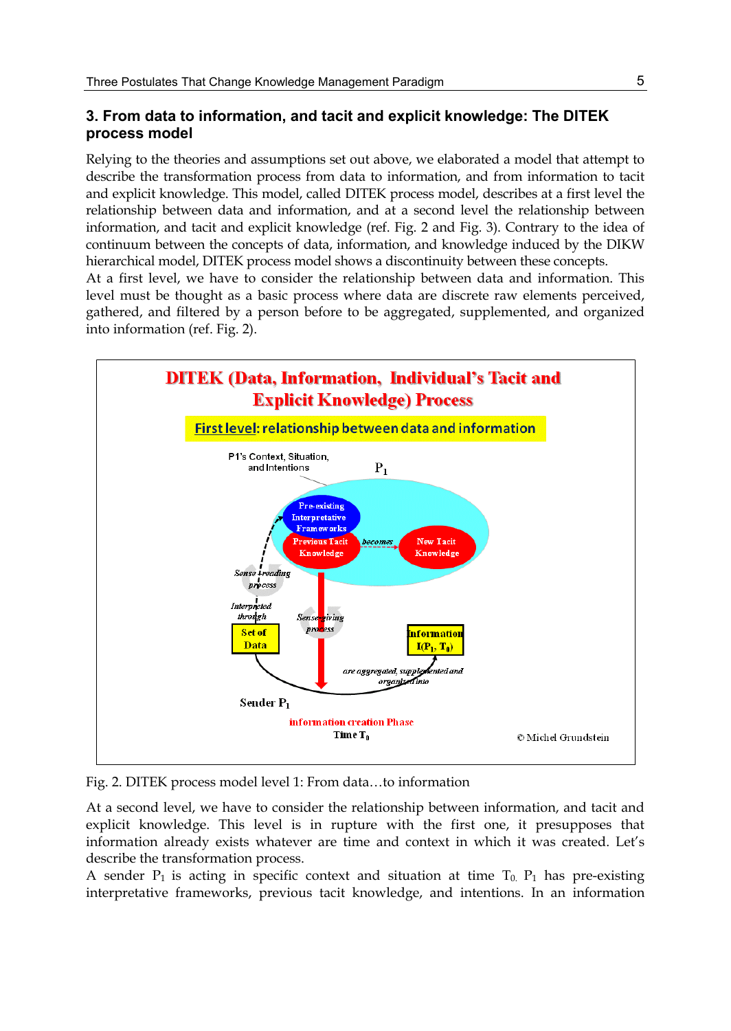## 3. From data to information, and tacit and explicit knowledge: The DITEK process model

Relying to the theories and assumptions set out above, we elaborated a model that attempt to describe the transformation process from data to information, and from information to tacit and explicit knowledge. This model, called DITEK process model, describes at a first level the relationship between data and information, and at a second level the relationship between information, and tacit and explicit knowledge (ref. Fig. 2 and Fig. 3). Contrary to the idea of continuum between the concepts of data, information, and knowledge induced by the DIKW hierarchical model, DITEK process model shows a discontinuity between these concepts.

At a first level, we have to consider the relationship between data and information. This level must be thought as a basic process where data are discrete raw elements perceived, gathered, and filtered by a person before to be aggregated, supplemented, and organized into information (ref. Fig. 2).

Fig. 2. DITEK process model level 1: From data…to information

At a second level, we have to consider the relationship between information, and tacit and explicit knowledge. This level is in rupture with the first one, it presupposes that information already exists whatever are time and context in which it was created. Let's describe the transformation process.

A sender $P_1$ is acting in specific context and situation at time $T_0$. $P_1$ has pre-existing interpretative frameworks, previous tacit knowledge, and intentions. In an information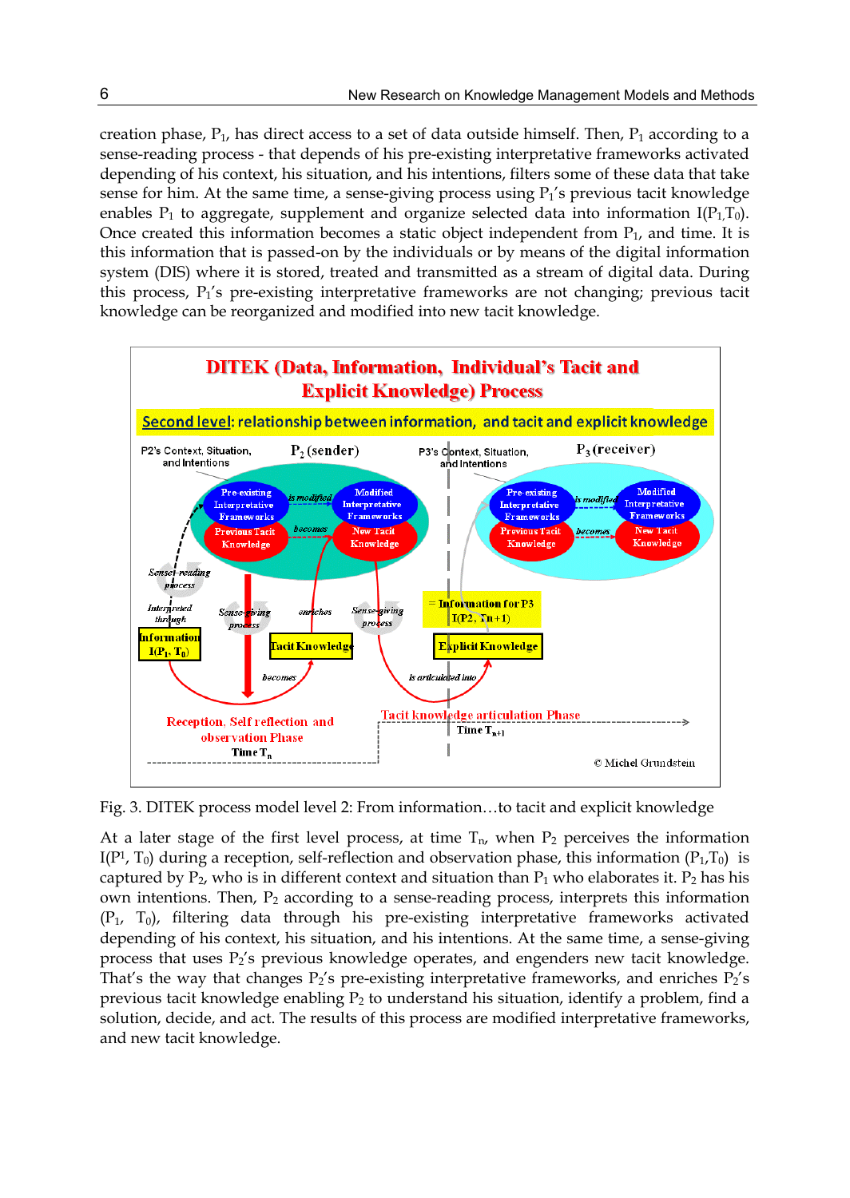creation phase, $P_1$, has direct access to a set of data outside himself. Then, $P_1$ according to a sense-reading process - that depends of his pre-existing interpretative frameworks activated depending of his context, his situation, and his intentions, filters some of these data that take sense for him. At the same time, a sense-giving process using $P_1$'s previous tacit knowledge enables $P_1$ to aggregate, supplement and organize selected data into information $I(P_1, T_0)$. Once created this information becomes a static object independent from $P_1$, and time. It is this information that is passed-on by the individuals or by means of the digital information system (DIS) where it is stored, treated and transmitted as a stream of digital data. During this process, $P_1$'s pre-existing interpretative frameworks are not changing; previous tacit knowledge can be reorganized and modified into new tacit knowledge.

Fig. 3. DITEK process model level 2: From information…to tacit and explicit knowledge

At a later stage of the first level process, at time $T_n$, when $P_2$ perceives the information $I(P^1, T_0)$ during a reception, self-reflection and observation phase, this information $(P_1, T_0)$ is captured by $P_2$, who is in different context and situation than $P_1$ who elaborates it. $P_2$ has his own intentions. Then, $P_2$ according to a sense-reading process, interprets this information $(P_1, T_0)$, filtering data through his pre-existing interpretative frameworks activated depending of his context, his situation, and his intentions. At the same time, a sense-giving process that uses $P_2$'s previous knowledge operates, and engenders new tacit knowledge. That's the way that changes $P_2$'s pre-existing interpretative frameworks, and enriches $P_2$'s previous tacit knowledge enabling $P_2$ to understand his situation, identify a problem, find a solution, decide, and act. The results of this process are modified interpretative frameworks, and new tacit knowledge.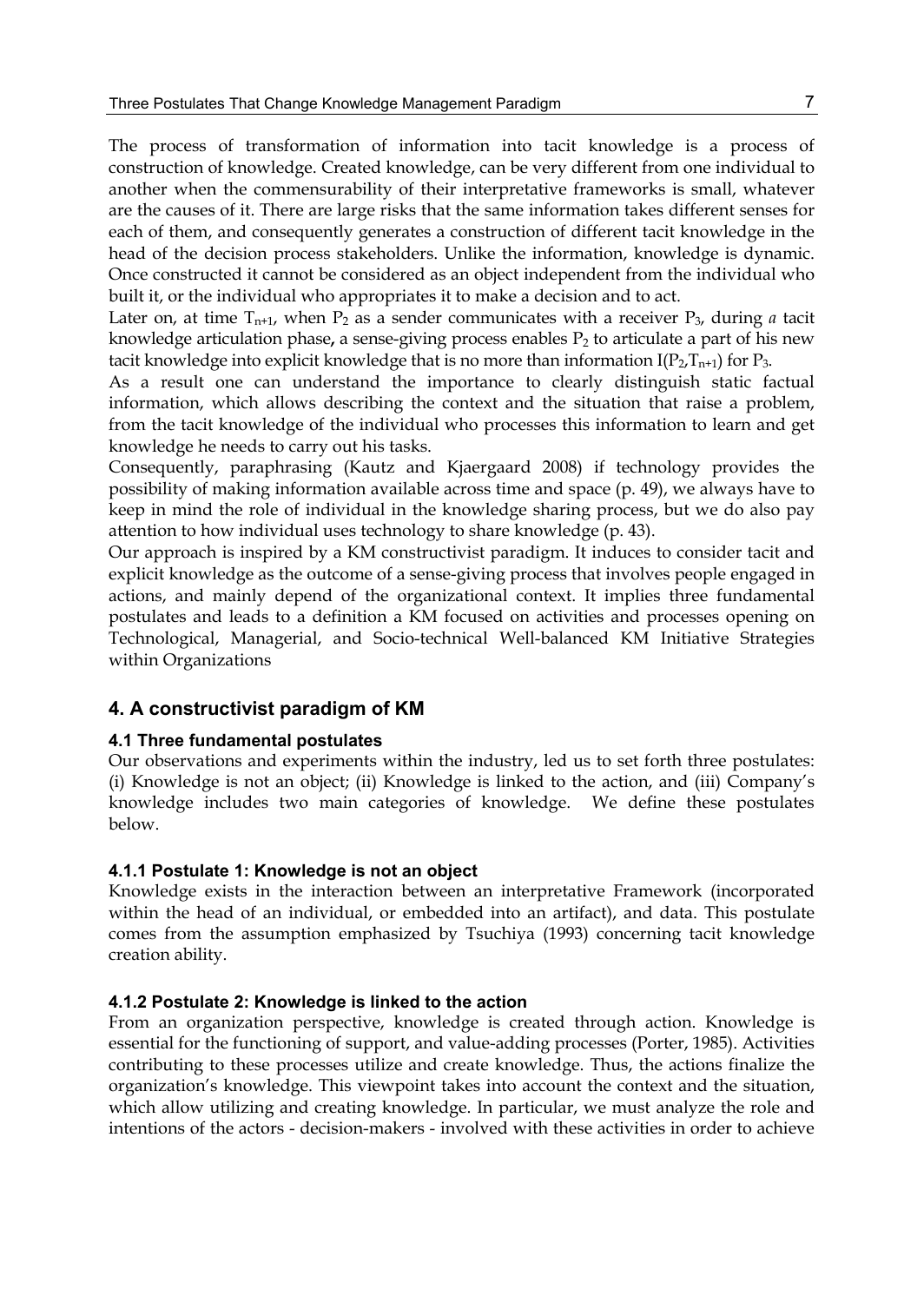The process of transformation of information into tacit knowledge is a process of construction of knowledge. Created knowledge, can be very different from one individual to another when the commensurability of their interpretative frameworks is small, whatever are the causes of it. There are large risks that the same information takes different senses for each of them, and consequently generates a construction of different tacit knowledge in the head of the decision process stakeholders. Unlike the information, knowledge is dynamic. Once constructed it cannot be considered as an object independent from the individual who built it, or the individual who appropriates it to make a decision and to act.

Later on, at time $T_{n+1}$, when $P_2$ as a sender communicates with a receiver $P_3$, during *a* tacit knowledge articulation phase**,** a sense-giving process enables $P_2$ to articulate a part of his new tacit knowledge into explicit knowledge that is no more than information $I(P_2,T_{n+1})$ for $P_3$.

As a result one can understand the importance to clearly distinguish static factual information, which allows describing the context and the situation that raise a problem, from the tacit knowledge of the individual who processes this information to learn and get knowledge he needs to carry out his tasks.

Consequently, paraphrasing (Kautz and Kjaergaard 2008) if technology provides the possibility of making information available across time and space (p. 49), we always have to keep in mind the role of individual in the knowledge sharing process, but we do also pay attention to how individual uses technology to share knowledge (p. 43).

Our approach is inspired by a KM constructivist paradigm. It induces to consider tacit and explicit knowledge as the outcome of a sense-giving process that involves people engaged in actions, and mainly depend of the organizational context. It implies three fundamental postulates and leads to a definition a KM focused on activities and processes opening on Technological, Managerial, and Socio-technical Well-balanced KM Initiative Strategies within Organizations

## 4. A constructivist paradigm of KM

### 4.1 Three fundamental postulates

Our observations and experiments within the industry, led us to set forth three postulates: (i) Knowledge is not an object; (ii) Knowledge is linked to the action, and (iii) Company's knowledge includes two main categories of knowledge. We define these postulates below.

#### 4.1.1 Postulate 1: Knowledge is not an object

Knowledge exists in the interaction between an interpretative Framework (incorporated within the head of an individual, or embedded into an artifact), and data. This postulate comes from the assumption emphasized by Tsuchiya (1993) concerning tacit knowledge creation ability.

#### 4.1.2 Postulate 2: Knowledge is linked to the action

From an organization perspective, knowledge is created through action. Knowledge is essential for the functioning of support, and value-adding processes (Porter, 1985). Activities contributing to these processes utilize and create knowledge. Thus, the actions finalize the organization's knowledge. This viewpoint takes into account the context and the situation, which allow utilizing and creating knowledge. In particular, we must analyze the role and intentions of the actors - decision-makers - involved with these activities in order to achieve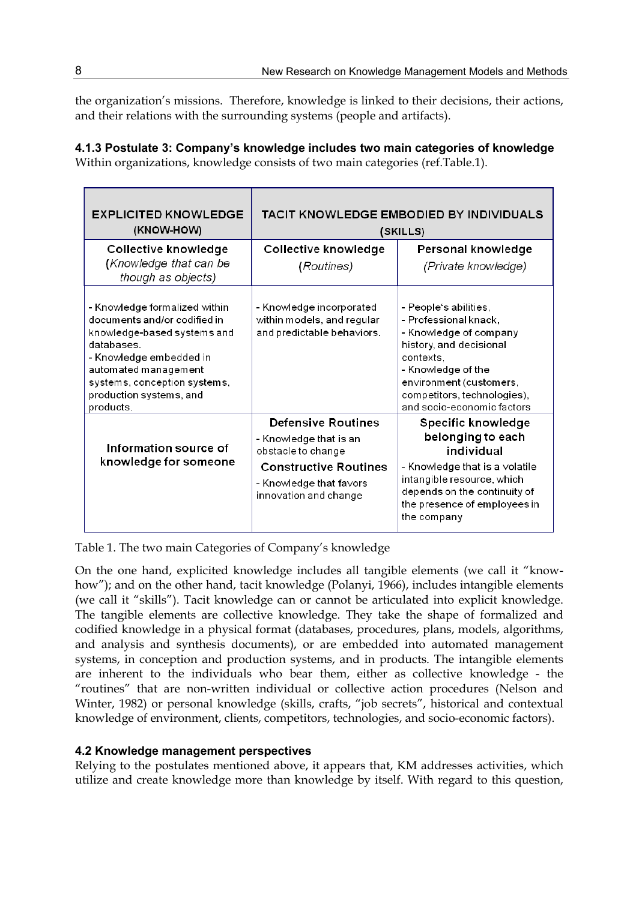the organization's missions. Therefore, knowledge is linked to their decisions, their actions, and their relations with the surrounding systems (people and artifacts).

#### 4.1.3 Postulate 3: Company's knowledge includes two main categories of knowledge

Within organizations, knowledge consists of two main categories (ref.Table.1).

| EXPLICITED KNOWLEDGE (KNOW-HOW) | TACIT KNOWLEDGE EMBODIED BY INDIVIDUALS (SKILLS) | |
|---|---|---|
| Collective knowledge (*Knowledge that can be though as objects*) | Collective knowledge (*Routines*) | Personal knowledge (*Private knowledge*) |
| - Knowledge formalized within documents and/or codified in knowledge-based systems and databases.<br>- Knowledge embedded in automated management systems, conception systems, production systems, and products. | - Knowledge incorporated within models, and regular and predictable behaviors. | - People's abilities,<br>- Professional knack,<br>- Knowledge of company history, and decisional contexts,<br>- Knowledge of the environment (customers, competitors, technologies), and socio-economic factors |
| Information source of knowledge for someone | **Defensive Routines**<br>- Knowledge that is an obstacle to change<br>**Constructive Routines**<br>- Knowledge that favors innovation and change | **Specific knowledge belonging to each individual**<br>- Knowledge that is a volatile intangible resource, which depends on the continuity of the presence of employees in the company |

Table 1. The two main Categories of Company's knowledge

On the one hand, explicited knowledge includes all tangible elements (we call it "know-how"); and on the other hand, tacit knowledge (Polanyi, 1966), includes intangible elements (we call it "skills"). Tacit knowledge can or cannot be articulated into explicit knowledge. The tangible elements are collective knowledge. They take the shape of formalized and codified knowledge in a physical format (databases, procedures, plans, models, algorithms, and analysis and synthesis documents), or are embedded into automated management systems, in conception and production systems, and in products. The intangible elements are inherent to the individuals who bear them, either as collective knowledge - the "routines" that are non-written individual or collective action procedures (Nelson and Winter, 1982) or personal knowledge (skills, crafts, "job secrets", historical and contextual knowledge of environment, clients, competitors, technologies, and socio-economic factors).

### 4.2 Knowledge management perspectives

Relying to the postulates mentioned above, it appears that, KM addresses activities, which utilize and create knowledge more than knowledge by itself. With regard to this question,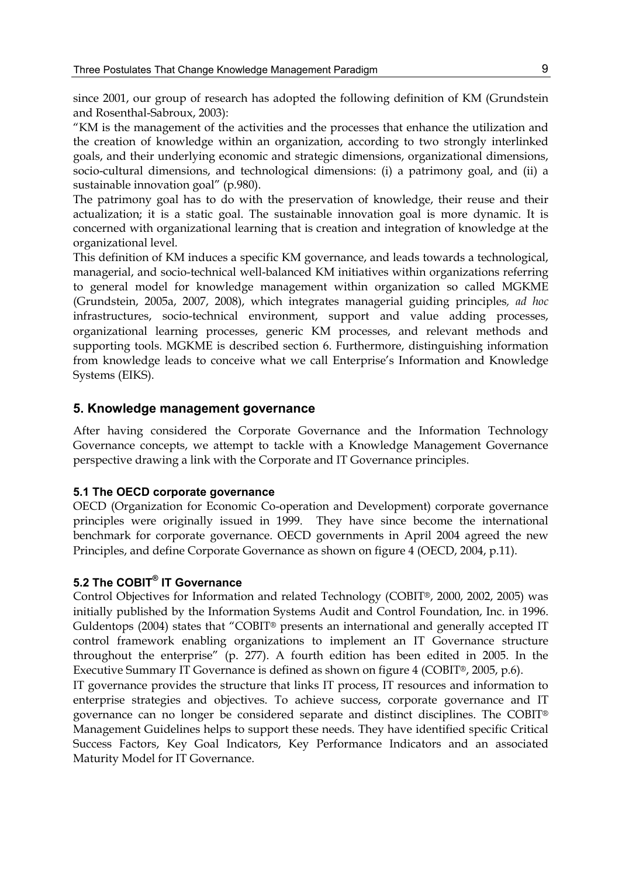since 2001, our group of research has adopted the following definition of KM (Grundstein and Rosenthal-Sabroux, 2003):

"KM is the management of the activities and the processes that enhance the utilization and the creation of knowledge within an organization, according to two strongly interlinked goals, and their underlying economic and strategic dimensions, organizational dimensions, socio-cultural dimensions, and technological dimensions: (i) a patrimony goal, and (ii) a sustainable innovation goal" (p.980).

The patrimony goal has to do with the preservation of knowledge, their reuse and their actualization; it is a static goal. The sustainable innovation goal is more dynamic. It is concerned with organizational learning that is creation and integration of knowledge at the organizational level.

This definition of KM induces a specific KM governance, and leads towards a technological, managerial, and socio-technical well-balanced KM initiatives within organizations referring to general model for knowledge management within organization so called MGKME (Grundstein, 2005a, 2007, 2008), which integrates managerial guiding principles, *ad hoc* infrastructures, socio-technical environment, support and value adding processes, organizational learning processes, generic KM processes, and relevant methods and supporting tools. MGKME is described section 6. Furthermore, distinguishing information from knowledge leads to conceive what we call Enterprise's Information and Knowledge Systems (EIKS).

## 5. Knowledge management governance

After having considered the Corporate Governance and the Information Technology Governance concepts, we attempt to tackle with a Knowledge Management Governance perspective drawing a link with the Corporate and IT Governance principles.

### 5.1 The OECD corporate governance

OECD (Organization for Economic Co-operation and Development) corporate governance principles were originally issued in 1999. They have since become the international benchmark for corporate governance. OECD governments in April 2004 agreed the new Principles, and define Corporate Governance as shown on figure 4 (OECD, 2004, p.11).

### 5.2 The COBIT® IT Governance

Control Objectives for Information and related Technology (COBIT®, 2000, 2002, 2005) was initially published by the Information Systems Audit and Control Foundation, Inc. in 1996. Guldentops (2004) states that "COBIT® presents an international and generally accepted IT control framework enabling organizations to implement an IT Governance structure throughout the enterprise" (p. 277). A fourth edition has been edited in 2005. In the Executive Summary IT Governance is defined as shown on figure 4 (COBIT®, 2005, p.6).

IT governance provides the structure that links IT process, IT resources and information to enterprise strategies and objectives. To achieve success, corporate governance and IT governance can no longer be considered separate and distinct disciplines. The COBIT® Management Guidelines helps to support these needs. They have identified specific Critical Success Factors, Key Goal Indicators, Key Performance Indicators and an associated Maturity Model for IT Governance.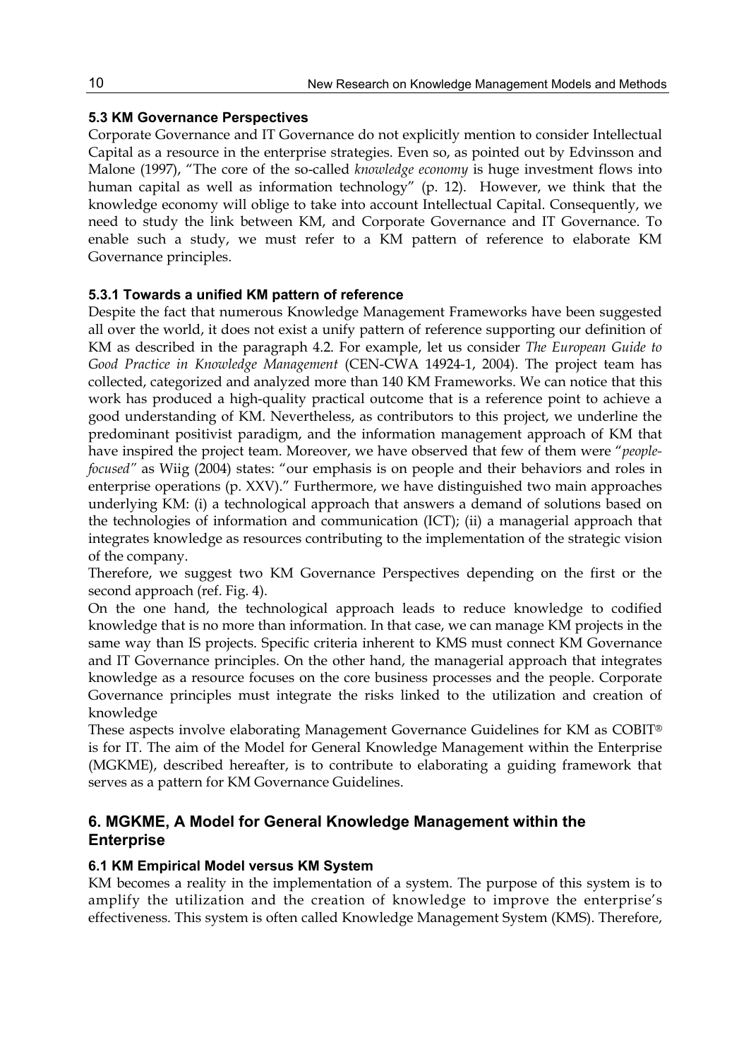### 5.3 KM Governance Perspectives

Corporate Governance and IT Governance do not explicitly mention to consider Intellectual Capital as a resource in the enterprise strategies. Even so, as pointed out by Edvinsson and Malone (1997), "The core of the so-called *knowledge economy* is huge investment flows into human capital as well as information technology" (p. 12). However, we think that the knowledge economy will oblige to take into account Intellectual Capital. Consequently, we need to study the link between KM, and Corporate Governance and IT Governance. To enable such a study, we must refer to a KM pattern of reference to elaborate KM Governance principles.

#### 5.3.1 Towards a unified KM pattern of reference

Despite the fact that numerous Knowledge Management Frameworks have been suggested all over the world, it does not exist a unify pattern of reference supporting our definition of KM as described in the paragraph 4.2. For example, let us consider *The European Guide to Good Practice in Knowledge Management* (CEN-CWA 14924-1, 2004). The project team has collected, categorized and analyzed more than 140 KM Frameworks. We can notice that this work has produced a high-quality practical outcome that is a reference point to achieve a good understanding of KM. Nevertheless, as contributors to this project, we underline the predominant positivist paradigm, and the information management approach of KM that have inspired the project team. Moreover, we have observed that few of them were "*people-focused"* as Wiig (2004) states: "our emphasis is on people and their behaviors and roles in enterprise operations (p. XXV)." Furthermore, we have distinguished two main approaches underlying KM: (i) a technological approach that answers a demand of solutions based on the technologies of information and communication (ICT); (ii) a managerial approach that integrates knowledge as resources contributing to the implementation of the strategic vision of the company.

Therefore, we suggest two KM Governance Perspectives depending on the first or the second approach (ref. Fig. 4).

On the one hand, the technological approach leads to reduce knowledge to codified knowledge that is no more than information. In that case, we can manage KM projects in the same way than IS projects. Specific criteria inherent to KMS must connect KM Governance and IT Governance principles. On the other hand, the managerial approach that integrates knowledge as a resource focuses on the core business processes and the people. Corporate Governance principles must integrate the risks linked to the utilization and creation of knowledge

These aspects involve elaborating Management Governance Guidelines for KM as COBIT® is for IT. The aim of the Model for General Knowledge Management within the Enterprise (MGKME), described hereafter, is to contribute to elaborating a guiding framework that serves as a pattern for KM Governance Guidelines.

## 6. MGKME, A Model for General Knowledge Management within the Enterprise

### 6.1 KM Empirical Model versus KM System

KM becomes a reality in the implementation of a system. The purpose of this system is to amplify the utilization and the creation of knowledge to improve the enterprise's effectiveness. This system is often called Knowledge Management System (KMS). Therefore,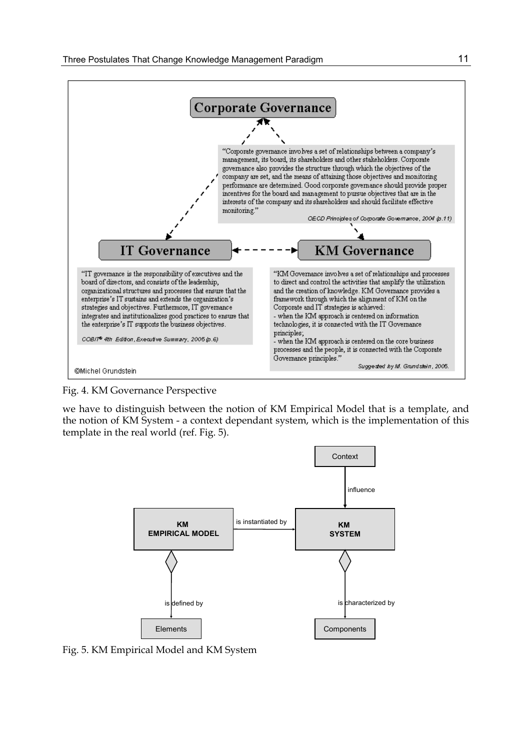**Corporate Governance**

"Corporate governance involves a set of relationships between a company's management, its board, its shareholders and other stakeholders. Corporate governance also provides the structure through which the objectives of the company are set, and the means of attaining those objectives and monitoring performance are determined. Good corporate governance should provide proper incentives for the board and management to pursue objectives that are in the interests of the company and its shareholders and should facilitate effective monitoring."

*OECD Principles of Corporate Governance, 2004 (p.11)*

**IT Governance**

"IT governance is the responsibility of executives and the board of directors, and consists of the leadership, organizational structures and processes that ensure that the enterprise's IT sustains and extends the organization's strategies and objectives. Furthermore, IT governance integrates and institutionalizes good practices to ensure that the enterprise's IT supports the business objectives."

*COBIT® 4th Edition, Executive Summary, 2005 (p.6)*

**KM Governance**

"KM Governance involves a set of relationships and processes to direct and control the activities that amplify the utilization and the creation of knowledge. KM Governance provides a framework through which the alignment of KM on the Corporate and IT strategies is achieved:
- when the KM approach is centered on information technologies, it is connected with the IT Governance principles;
- when the KM approach is centered on the core business processes and the people, it is connected with the Corporate Governance principles."

*Suggested by M. Grundstein, 2005.*

©Michel Grundstein

Fig. 4. KM Governance Perspective

we have to distinguish between the notion of KM Empirical Model that is a template, and the notion of KM System - a context dependant system, which is the implementation of this template in the real world (ref. Fig. 5).

Context — influence → KM SYSTEM

KM EMPIRICAL MODEL — is instantiated by → KM SYSTEM

KM EMPIRICAL MODEL — is defined by → Elements

KM SYSTEM — is characterized by → Components

Fig. 5. KM Empirical Model and KM System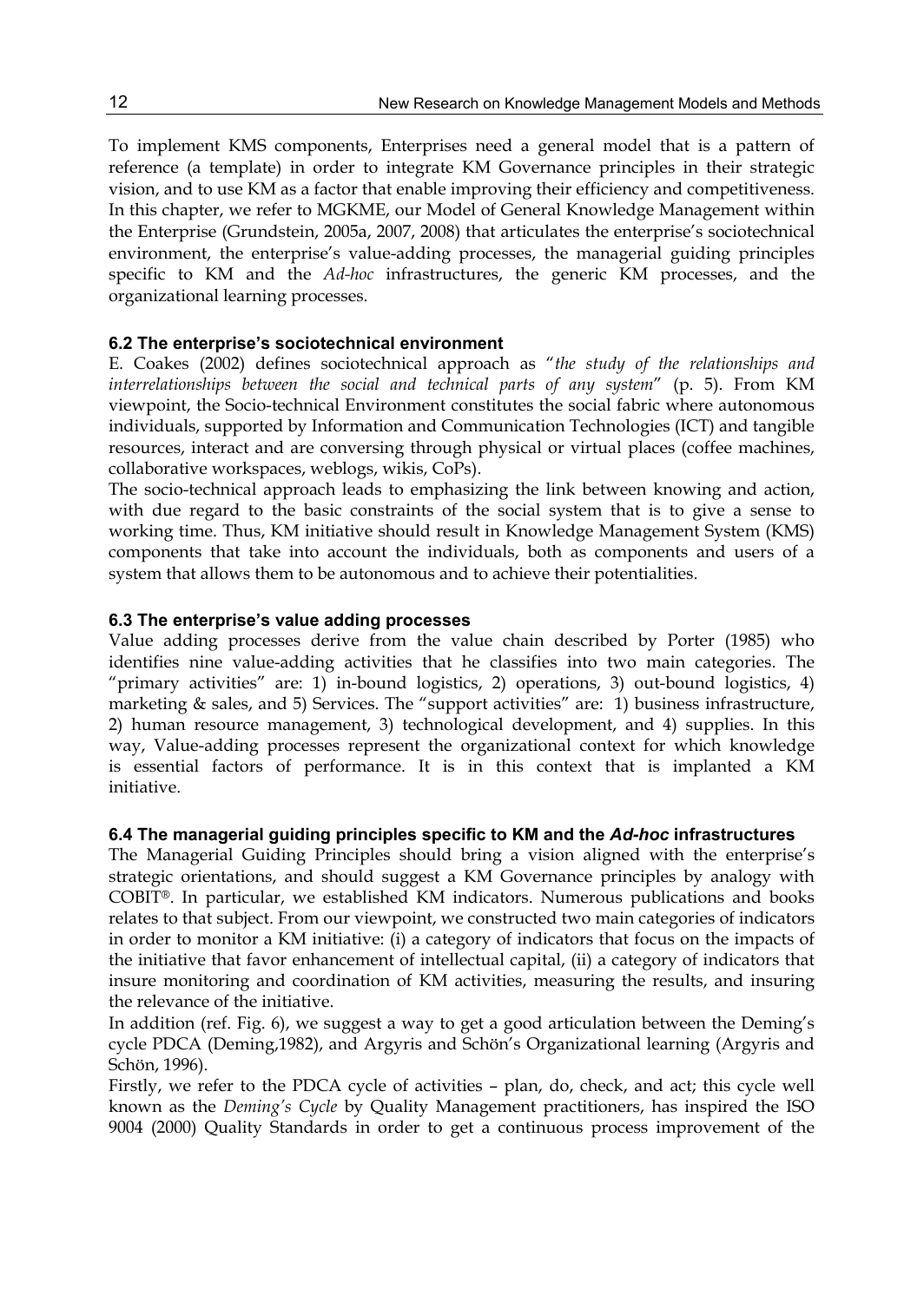To implement KMS components, Enterprises need a general model that is a pattern of reference (a template) in order to integrate KM Governance principles in their strategic vision, and to use KM as a factor that enable improving their efficiency and competitiveness. In this chapter, we refer to MGKME, our Model of General Knowledge Management within the Enterprise (Grundstein, 2005a, 2007, 2008) that articulates the enterprise's sociotechnical environment, the enterprise's value-adding processes, the managerial guiding principles specific to KM and the *Ad-hoc* infrastructures, the generic KM processes, and the organizational learning processes.

### 6.2 The enterprise's sociotechnical environment

E. Coakes (2002) defines sociotechnical approach as "*the study of the relationships and interrelationships between the social and technical parts of any system*" (p. 5). From KM viewpoint, the Socio-technical Environment constitutes the social fabric where autonomous individuals, supported by Information and Communication Technologies (ICT) and tangible resources, interact and are conversing through physical or virtual places (coffee machines, collaborative workspaces, weblogs, wikis, CoPs).

The socio-technical approach leads to emphasizing the link between knowing and action, with due regard to the basic constraints of the social system that is to give a sense to working time. Thus, KM initiative should result in Knowledge Management System (KMS) components that take into account the individuals, both as components and users of a system that allows them to be autonomous and to achieve their potentialities.

### 6.3 The enterprise's value adding processes

Value adding processes derive from the value chain described by Porter (1985) who identifies nine value-adding activities that he classifies into two main categories. The "primary activities" are: 1) in-bound logistics, 2) operations, 3) out-bound logistics, 4) marketing & sales, and 5) Services. The "support activities" are: 1) business infrastructure, 2) human resource management, 3) technological development, and 4) supplies. In this way, Value-adding processes represent the organizational context for which knowledge is essential factors of performance. It is in this context that is implanted a KM initiative.

### 6.4 The managerial guiding principles specific to KM and the *Ad-hoc* infrastructures

The Managerial Guiding Principles should bring a vision aligned with the enterprise's strategic orientations, and should suggest a KM Governance principles by analogy with COBIT®. In particular, we established KM indicators. Numerous publications and books relates to that subject. From our viewpoint, we constructed two main categories of indicators in order to monitor a KM initiative: (i) a category of indicators that focus on the impacts of the initiative that favor enhancement of intellectual capital, (ii) a category of indicators that insure monitoring and coordination of KM activities, measuring the results, and insuring the relevance of the initiative.

In addition (ref. Fig. 6), we suggest a way to get a good articulation between the Deming's cycle PDCA (Deming,1982), and Argyris and Schön's Organizational learning (Argyris and Schön, 1996).

Firstly, we refer to the PDCA cycle of activities – plan, do, check, and act; this cycle well known as the *Deming's Cycle* by Quality Management practitioners, has inspired the ISO 9004 (2000) Quality Standards in order to get a continuous process improvement of the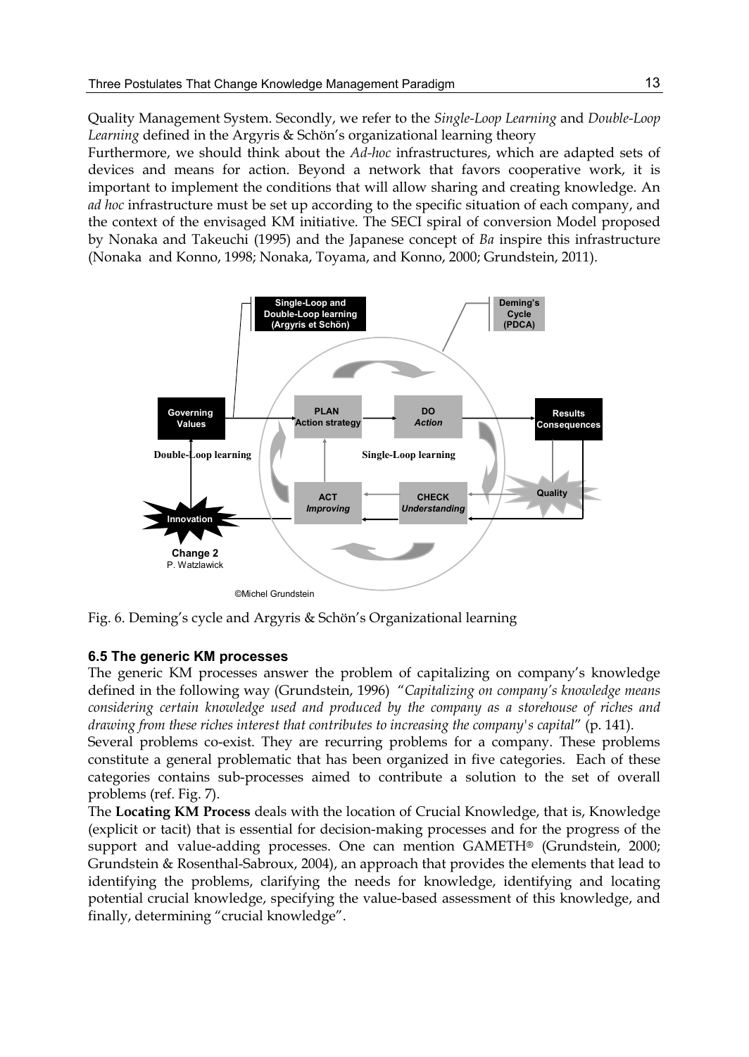Quality Management System. Secondly, we refer to the *Single-Loop Learning* and *Double-Loop Learning* defined in the Argyris & Schön's organizational learning theory

Furthermore, we should think about the *Ad-hoc* infrastructures, which are adapted sets of devices and means for action. Beyond a network that favors cooperative work, it is important to implement the conditions that will allow sharing and creating knowledge. An *ad hoc* infrastructure must be set up according to the specific situation of each company, and the context of the envisaged KM initiative. The SECI spiral of conversion Model proposed by Nonaka and Takeuchi (1995) and the Japanese concept of *Ba* inspire this infrastructure (Nonaka and Konno, 1998; Nonaka, Toyama, and Konno, 2000; Grundstein, 2011).

Fig. 6. Deming's cycle and Argyris & Schön's Organizational learning

### 6.5 The generic KM processes

The generic KM processes answer the problem of capitalizing on company's knowledge defined in the following way (Grundstein, 1996) "*Capitalizing on company's knowledge means considering certain knowledge used and produced by the company as a storehouse of riches and drawing from these riches interest that contributes to increasing the company's capital*" (p. 141).

Several problems co-exist. They are recurring problems for a company. These problems constitute a general problematic that has been organized in five categories. Each of these categories contains sub-processes aimed to contribute a solution to the set of overall problems (ref. Fig. 7).

The **Locating KM Process** deals with the location of Crucial Knowledge, that is, Knowledge (explicit or tacit) that is essential for decision-making processes and for the progress of the support and value-adding processes. One can mention GAMETH® (Grundstein, 2000; Grundstein & Rosenthal-Sabroux, 2004), an approach that provides the elements that lead to identifying the problems, clarifying the needs for knowledge, identifying and locating potential crucial knowledge, specifying the value-based assessment of this knowledge, and finally, determining "crucial knowledge".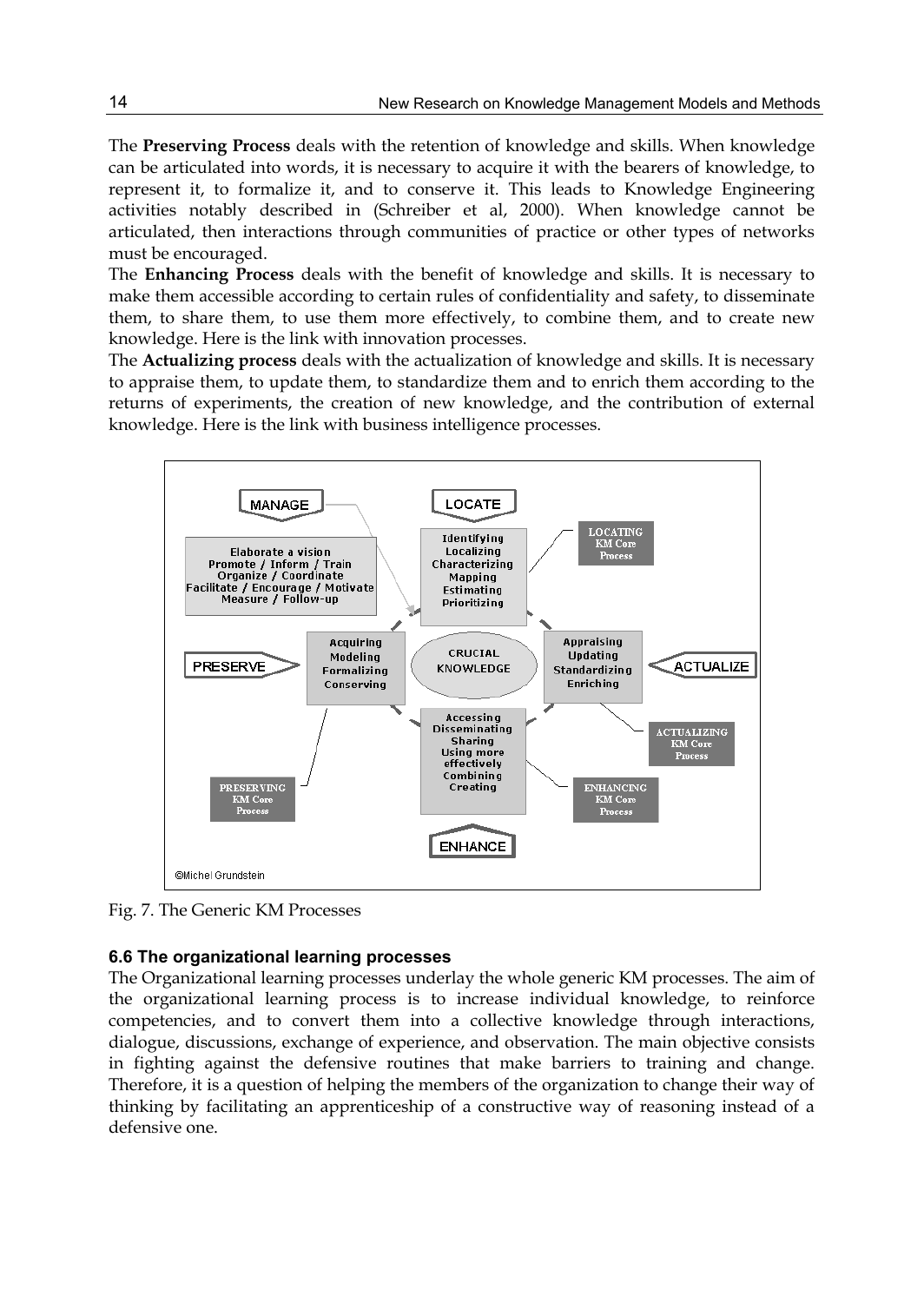The **Preserving Process** deals with the retention of knowledge and skills. When knowledge can be articulated into words, it is necessary to acquire it with the bearers of knowledge, to represent it, to formalize it, and to conserve it. This leads to Knowledge Engineering activities notably described in (Schreiber et al, 2000). When knowledge cannot be articulated, then interactions through communities of practice or other types of networks must be encouraged.

The **Enhancing Process** deals with the benefit of knowledge and skills. It is necessary to make them accessible according to certain rules of confidentiality and safety, to disseminate them, to share them, to use them more effectively, to combine them, and to create new knowledge. Here is the link with innovation processes.

The **Actualizing process** deals with the actualization of knowledge and skills. It is necessary to appraise them, to update them, to standardize them and to enrich them according to the returns of experiments, the creation of new knowledge, and the contribution of external knowledge. Here is the link with business intelligence processes.

MANAGE

Elaborate a vision
Promote / Inform / Train
Organize / Coordinate
Facilitate / Encourage / Motivate
Measure / Follow-up

LOCATE

Identifying
Localizing
Characterizing
Mapping
Estimating
Prioritizing

LOCATING KM Core Process

PRESERVE

Acquiring
Modeling
Formalizing
Conserving

CRUCIAL KNOWLEDGE

Appraising
Updating
Standardizing
Enriching

ACTUALIZE

Accessing
Disseminating
Sharing
Using more effectively
Combining
Creating

ACTUALIZING KM Core Process

PRESERVING KM Core Process

ENHANCING KM Core Process

ENHANCE

©Michel Grundstein

Fig. 7. The Generic KM Processes

### 6.6 The organizational learning processes

The Organizational learning processes underlay the whole generic KM processes. The aim of the organizational learning process is to increase individual knowledge, to reinforce competencies, and to convert them into a collective knowledge through interactions, dialogue, discussions, exchange of experience, and observation. The main objective consists in fighting against the defensive routines that make barriers to training and change. Therefore, it is a question of helping the members of the organization to change their way of thinking by facilitating an apprenticeship of a constructive way of reasoning instead of a defensive one.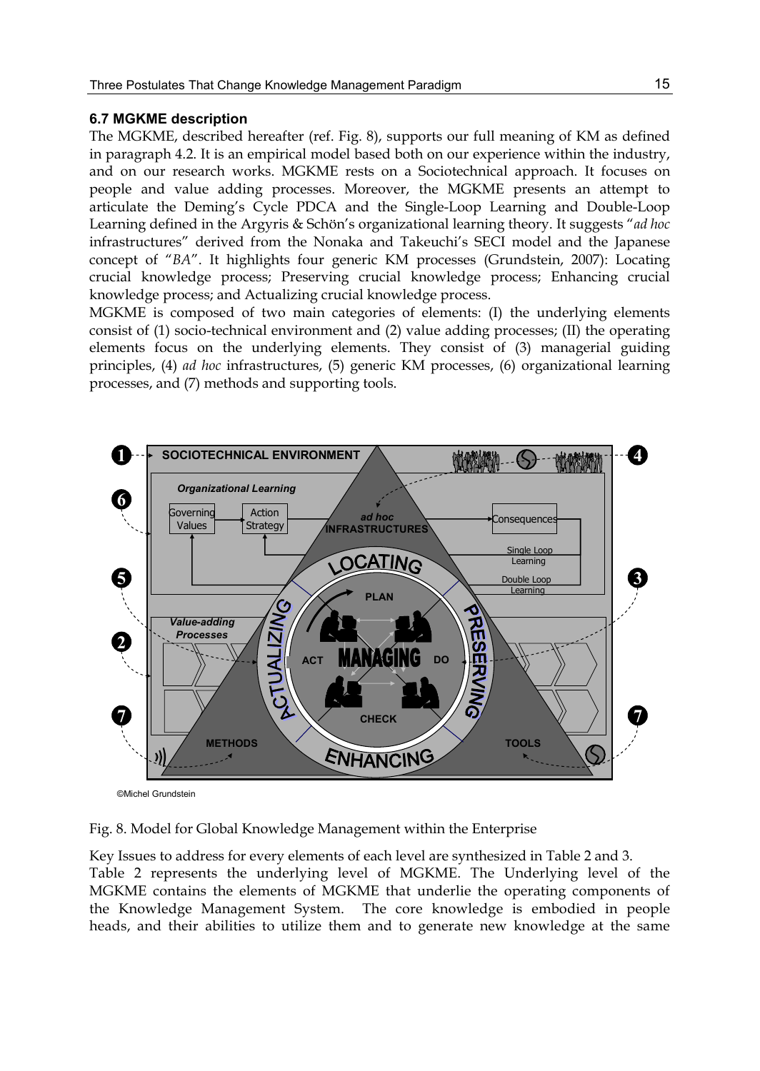### 6.7 MGKME description

The MGKME, described hereafter (ref. Fig. 8), supports our full meaning of KM as defined in paragraph 4.2. It is an empirical model based both on our experience within the industry, and on our research works. MGKME rests on a Sociotechnical approach. It focuses on people and value adding processes. Moreover, the MGKME presents an attempt to articulate the Deming's Cycle PDCA and the Single-Loop Learning and Double-Loop Learning defined in the Argyris & Schön's organizational learning theory. It suggests "*ad hoc* infrastructures" derived from the Nonaka and Takeuchi's SECI model and the Japanese concept of "*BA*". It highlights four generic KM processes (Grundstein, 2007): Locating crucial knowledge process; Preserving crucial knowledge process; Enhancing crucial knowledge process; and Actualizing crucial knowledge process.

MGKME is composed of two main categories of elements: (I) the underlying elements consist of (1) socio-technical environment and (2) value adding processes; (II) the operating elements focus on the underlying elements. They consist of (3) managerial guiding principles, (4) *ad hoc* infrastructures, (5) generic KM processes, (6) organizational learning processes, and (7) methods and supporting tools.

©Michel Grundstein

Fig. 8. Model for Global Knowledge Management within the Enterprise

Key Issues to address for every elements of each level are synthesized in Table 2 and 3.

Table 2 represents the underlying level of MGKME. The Underlying level of the MGKME contains the elements of MGKME that underlie the operating components of the Knowledge Management System. The core knowledge is embodied in people heads, and their abilities to utilize them and to generate new knowledge at the same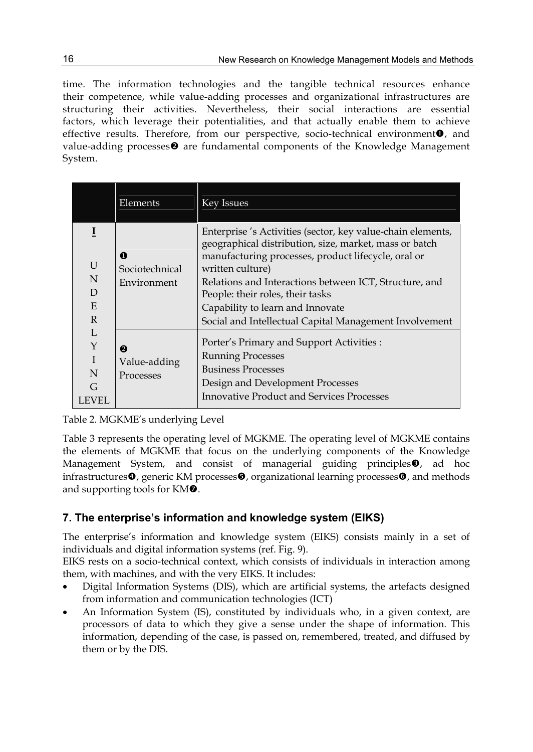time. The information technologies and the tangible technical resources enhance their competence, while value-adding processes and organizational infrastructures are structuring their activities. Nevertheless, their social interactions are essential factors, which leverage their potentialities, and that actually enable them to achieve effective results. Therefore, from our perspective, socio-technical environment❶, and value-adding processes❷ are fundamental components of the Knowledge Management System.

| | Elements | Key Issues |
|---|---|---|
| **I** UNDERLYING LEVEL | ❶ Sociotechnical Environment | Enterprise 's Activities (sector, key value-chain elements, geographical distribution, size, market, mass or batch manufacturing processes, product lifecycle, oral or written culture)<br>Relations and Interactions between ICT, Structure, and People: their roles, their tasks<br>Capability to learn and Innovate<br>Social and Intellectual Capital Management Involvement |
| | ❷ Value-adding Processes | Porter's Primary and Support Activities :<br>Running Processes<br>Business Processes<br>Design and Development Processes<br>Innovative Product and Services Processes |

Table 2. MGKME's underlying Level

Table 3 represents the operating level of MGKME. The operating level of MGKME contains the elements of MGKME that focus on the underlying components of the Knowledge Management System, and consist of managerial guiding principles❸, ad hoc infrastructures❹, generic KM processes❺, organizational learning processes❻, and methods and supporting tools for KM❼.

## 7. The enterprise's information and knowledge system (EIKS)

The enterprise's information and knowledge system (EIKS) consists mainly in a set of individuals and digital information systems (ref. Fig. 9).

EIKS rests on a socio-technical context, which consists of individuals in interaction among them, with machines, and with the very EIKS. It includes:

- Digital Information Systems (DIS), which are artificial systems, the artefacts designed from information and communication technologies (ICT)
- An Information System (IS), constituted by individuals who, in a given context, are processors of data to which they give a sense under the shape of information. This information, depending of the case, is passed on, remembered, treated, and diffused by them or by the DIS.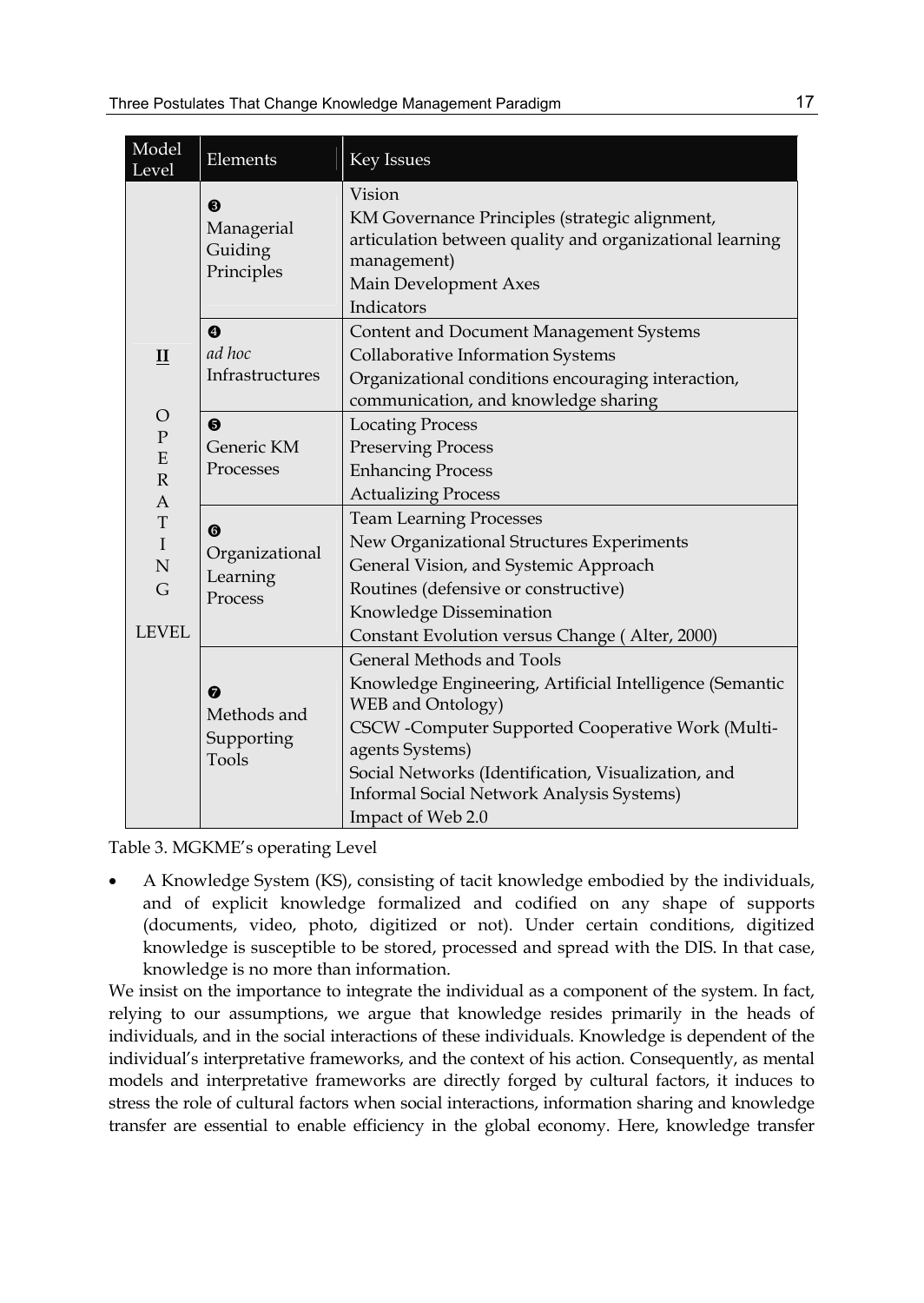| Model Level | Elements | Key Issues |
|---|---|---|
| **II** OPERATING LEVEL | ❸ Managerial Guiding Principles | Vision<br>KM Governance Principles (strategic alignment, articulation between quality and organizational learning management)<br>Main Development Axes<br>Indicators |
| | ❹ *ad hoc* Infrastructures | Content and Document Management Systems<br>Collaborative Information Systems<br>Organizational conditions encouraging interaction, communication, and knowledge sharing |
| | ❺ Generic KM Processes | Locating Process<br>Preserving Process<br>Enhancing Process<br>Actualizing Process |
| | ❻ Organizational Learning Process | Team Learning Processes<br>New Organizational Structures Experiments<br>General Vision, and Systemic Approach<br>Routines (defensive or constructive)<br>Knowledge Dissemination<br>Constant Evolution versus Change ( Alter, 2000) |
| | ❼ Methods and Supporting Tools | General Methods and Tools<br>Knowledge Engineering, Artificial Intelligence (Semantic WEB and Ontology)<br>CSCW -Computer Supported Cooperative Work (Multi-agents Systems)<br>Social Networks (Identification, Visualization, and Informal Social Network Analysis Systems)<br>Impact of Web 2.0 |

Table 3. MGKME's operating Level

- A Knowledge System (KS), consisting of tacit knowledge embodied by the individuals, and of explicit knowledge formalized and codified on any shape of supports (documents, video, photo, digitized or not). Under certain conditions, digitized knowledge is susceptible to be stored, processed and spread with the DIS. In that case, knowledge is no more than information.

We insist on the importance to integrate the individual as a component of the system. In fact, relying to our assumptions, we argue that knowledge resides primarily in the heads of individuals, and in the social interactions of these individuals. Knowledge is dependent of the individual's interpretative frameworks, and the context of his action. Consequently, as mental models and interpretative frameworks are directly forged by cultural factors, it induces to stress the role of cultural factors when social interactions, information sharing and knowledge transfer are essential to enable efficiency in the global economy. Here, knowledge transfer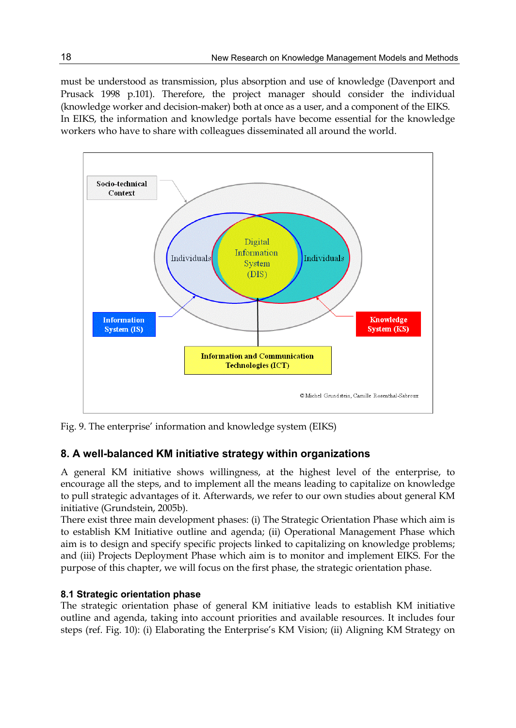must be understood as transmission, plus absorption and use of knowledge (Davenport and Prusack 1998 p.101). Therefore, the project manager should consider the individual (knowledge worker and decision-maker) both at once as a user, and a component of the EIKS. In EIKS, the information and knowledge portals have become essential for the knowledge workers who have to share with colleagues disseminated all around the world.

Fig. 9. The enterprise' information and knowledge system (EIKS)

## 8. A well-balanced KM initiative strategy within organizations

A general KM initiative shows willingness, at the highest level of the enterprise, to encourage all the steps, and to implement all the means leading to capitalize on knowledge to pull strategic advantages of it. Afterwards, we refer to our own studies about general KM initiative (Grundstein, 2005b).

There exist three main development phases: (i) The Strategic Orientation Phase which aim is to establish KM Initiative outline and agenda; (ii) Operational Management Phase which aim is to design and specify specific projects linked to capitalizing on knowledge problems; and (iii) Projects Deployment Phase which aim is to monitor and implement EIKS. For the purpose of this chapter, we will focus on the first phase, the strategic orientation phase.

### 8.1 Strategic orientation phase

The strategic orientation phase of general KM initiative leads to establish KM initiative outline and agenda, taking into account priorities and available resources. It includes four steps (ref. Fig. 10): (i) Elaborating the Enterprise's KM Vision; (ii) Aligning KM Strategy on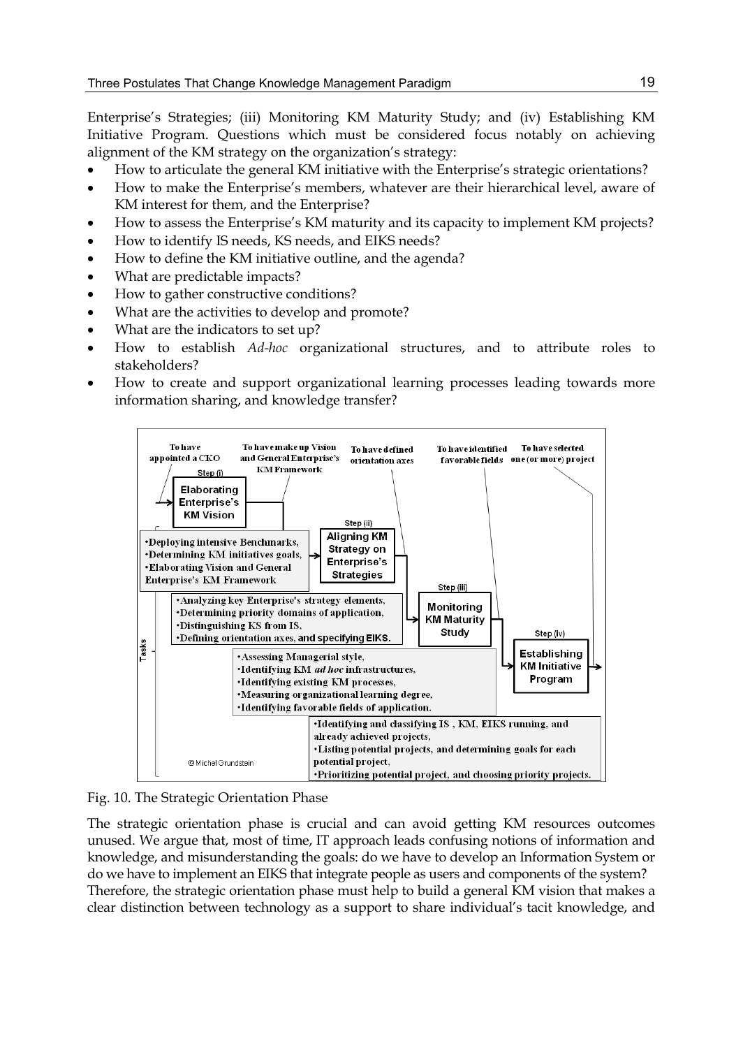Enterprise's Strategies; (iii) Monitoring KM Maturity Study; and (iv) Establishing KM Initiative Program. Questions which must be considered focus notably on achieving alignment of the KM strategy on the organization's strategy:

- How to articulate the general KM initiative with the Enterprise's strategic orientations?
- How to make the Enterprise's members, whatever are their hierarchical level, aware of KM interest for them, and the Enterprise?
- How to assess the Enterprise's KM maturity and its capacity to implement KM projects?
- How to identify IS needs, KS needs, and EIKS needs?
- How to define the KM initiative outline, and the agenda?
- What are predictable impacts?
- How to gather constructive conditions?
- What are the activities to develop and promote?
- What are the indicators to set up?
- How to establish *Ad-hoc* organizational structures, and to attribute roles to stakeholders?
- How to create and support organizational learning processes leading towards more information sharing, and knowledge transfer?

Fig. 10. The Strategic Orientation Phase

The strategic orientation phase is crucial and can avoid getting KM resources outcomes unused. We argue that, most of time, IT approach leads confusing notions of information and knowledge, and misunderstanding the goals: do we have to develop an Information System or do we have to implement an EIKS that integrate people as users and components of the system? Therefore, the strategic orientation phase must help to build a general KM vision that makes a clear distinction between technology as a support to share individual's tacit knowledge, and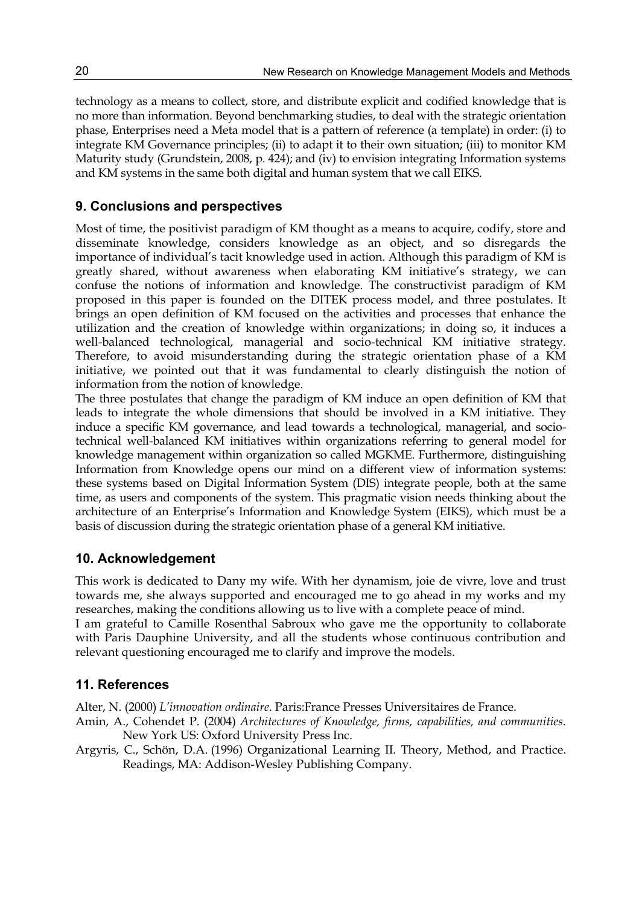technology as a means to collect, store, and distribute explicit and codified knowledge that is no more than information. Beyond benchmarking studies, to deal with the strategic orientation phase, Enterprises need a Meta model that is a pattern of reference (a template) in order: (i) to integrate KM Governance principles; (ii) to adapt it to their own situation; (iii) to monitor KM Maturity study (Grundstein, 2008, p. 424); and (iv) to envision integrating Information systems and KM systems in the same both digital and human system that we call EIKS.

## 9. Conclusions and perspectives

Most of time, the positivist paradigm of KM thought as a means to acquire, codify, store and disseminate knowledge, considers knowledge as an object, and so disregards the importance of individual's tacit knowledge used in action. Although this paradigm of KM is greatly shared, without awareness when elaborating KM initiative's strategy, we can confuse the notions of information and knowledge. The constructivist paradigm of KM proposed in this paper is founded on the DITEK process model, and three postulates. It brings an open definition of KM focused on the activities and processes that enhance the utilization and the creation of knowledge within organizations; in doing so, it induces a well-balanced technological, managerial and socio-technical KM initiative strategy. Therefore, to avoid misunderstanding during the strategic orientation phase of a KM initiative, we pointed out that it was fundamental to clearly distinguish the notion of information from the notion of knowledge.

The three postulates that change the paradigm of KM induce an open definition of KM that leads to integrate the whole dimensions that should be involved in a KM initiative. They induce a specific KM governance, and lead towards a technological, managerial, and socio-technical well-balanced KM initiatives within organizations referring to general model for knowledge management within organization so called MGKME. Furthermore, distinguishing Information from Knowledge opens our mind on a different view of information systems: these systems based on Digital Information System (DIS) integrate people, both at the same time, as users and components of the system. This pragmatic vision needs thinking about the architecture of an Enterprise's Information and Knowledge System (EIKS), which must be a basis of discussion during the strategic orientation phase of a general KM initiative.

## 10. Acknowledgement

This work is dedicated to Dany my wife. With her dynamism, joie de vivre, love and trust towards me, she always supported and encouraged me to go ahead in my works and my researches, making the conditions allowing us to live with a complete peace of mind.

I am grateful to Camille Rosenthal Sabroux who gave me the opportunity to collaborate with Paris Dauphine University, and all the students whose continuous contribution and relevant questioning encouraged me to clarify and improve the models.

## 11. References

Alter, N. (2000) *L'innovation ordinaire*. Paris:France Presses Universitaires de France.

Amin, A., Cohendet P. (2004) *Architectures of Knowledge, firms, capabilities, and communities*. New York US: Oxford University Press Inc.

Argyris, C., Schön, D.A. (1996) Organizational Learning II. Theory, Method, and Practice. Readings, MA: Addison-Wesley Publishing Company.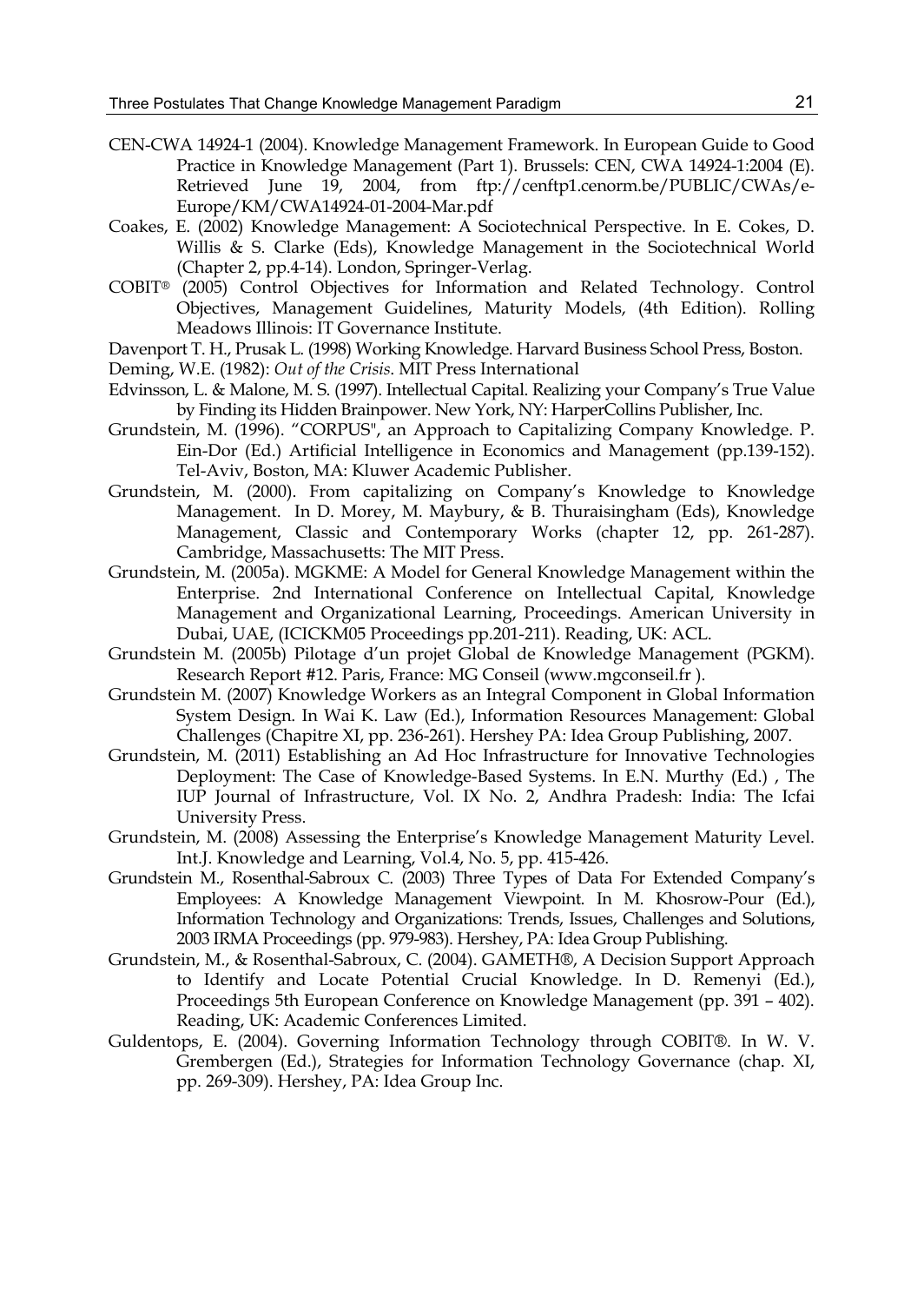CEN-CWA 14924-1 (2004). Knowledge Management Framework. In European Guide to Good Practice in Knowledge Management (Part 1). Brussels: CEN, CWA 14924-1:2004 (E). Retrieved June 19, 2004, from ftp://cenftp1.cenorm.be/PUBLIC/CWAs/e-Europe/KM/CWA14924-01-2004-Mar.pdf

Coakes, E. (2002) Knowledge Management: A Sociotechnical Perspective. In E. Cokes, D. Willis & S. Clarke (Eds), Knowledge Management in the Sociotechnical World (Chapter 2, pp.4-14). London, Springer-Verlag.

COBIT® (2005) Control Objectives for Information and Related Technology. Control Objectives, Management Guidelines, Maturity Models, (4th Edition). Rolling Meadows Illinois: IT Governance Institute.

Davenport T. H., Prusak L. (1998) Working Knowledge. Harvard Business School Press, Boston.

Deming, W.E. (1982): *Out of the Crisis*. MIT Press International

Edvinsson, L. & Malone, M. S. (1997). Intellectual Capital. Realizing your Company's True Value by Finding its Hidden Brainpower. New York, NY: HarperCollins Publisher, Inc.

Grundstein, M. (1996). "CORPUS", an Approach to Capitalizing Company Knowledge. P. Ein-Dor (Ed.) Artificial Intelligence in Economics and Management (pp.139-152). Tel-Aviv, Boston, MA: Kluwer Academic Publisher.

Grundstein, M. (2000). From capitalizing on Company's Knowledge to Knowledge Management. In D. Morey, M. Maybury, & B. Thuraisingham (Eds), Knowledge Management, Classic and Contemporary Works (chapter 12, pp. 261-287). Cambridge, Massachusetts: The MIT Press.

Grundstein, M. (2005a). MGKME: A Model for General Knowledge Management within the Enterprise. 2nd International Conference on Intellectual Capital, Knowledge Management and Organizational Learning, Proceedings. American University in Dubai, UAE, (ICICKM05 Proceedings pp.201-211). Reading, UK: ACL.

Grundstein M. (2005b) Pilotage d'un projet Global de Knowledge Management (PGKM). Research Report #12. Paris, France: MG Conseil (www.mgconseil.fr ).

Grundstein M. (2007) Knowledge Workers as an Integral Component in Global Information System Design. In Wai K. Law (Ed.), Information Resources Management: Global Challenges (Chapitre XI, pp. 236-261). Hershey PA: Idea Group Publishing, 2007.

Grundstein, M. (2011) Establishing an Ad Hoc Infrastructure for Innovative Technologies Deployment: The Case of Knowledge-Based Systems. In E.N. Murthy (Ed.) , The IUP Journal of Infrastructure, Vol. IX No. 2, Andhra Pradesh: India: The Icfai University Press.

Grundstein, M. (2008) Assessing the Enterprise's Knowledge Management Maturity Level. Int.J. Knowledge and Learning, Vol.4, No. 5, pp. 415-426.

Grundstein M., Rosenthal-Sabroux C. (2003) Three Types of Data For Extended Company's Employees: A Knowledge Management Viewpoint. In M. Khosrow-Pour (Ed.), Information Technology and Organizations: Trends, Issues, Challenges and Solutions, 2003 IRMA Proceedings (pp. 979-983). Hershey, PA: Idea Group Publishing.

Grundstein, M., & Rosenthal-Sabroux, C. (2004). GAMETH®, A Decision Support Approach to Identify and Locate Potential Crucial Knowledge. In D. Remenyi (Ed.), Proceedings 5th European Conference on Knowledge Management (pp. 391 – 402). Reading, UK: Academic Conferences Limited.

Guldentops, E. (2004). Governing Information Technology through COBIT®. In W. V. Grembergen (Ed.), Strategies for Information Technology Governance (chap. XI, pp. 269-309). Hershey, PA: Idea Group Inc.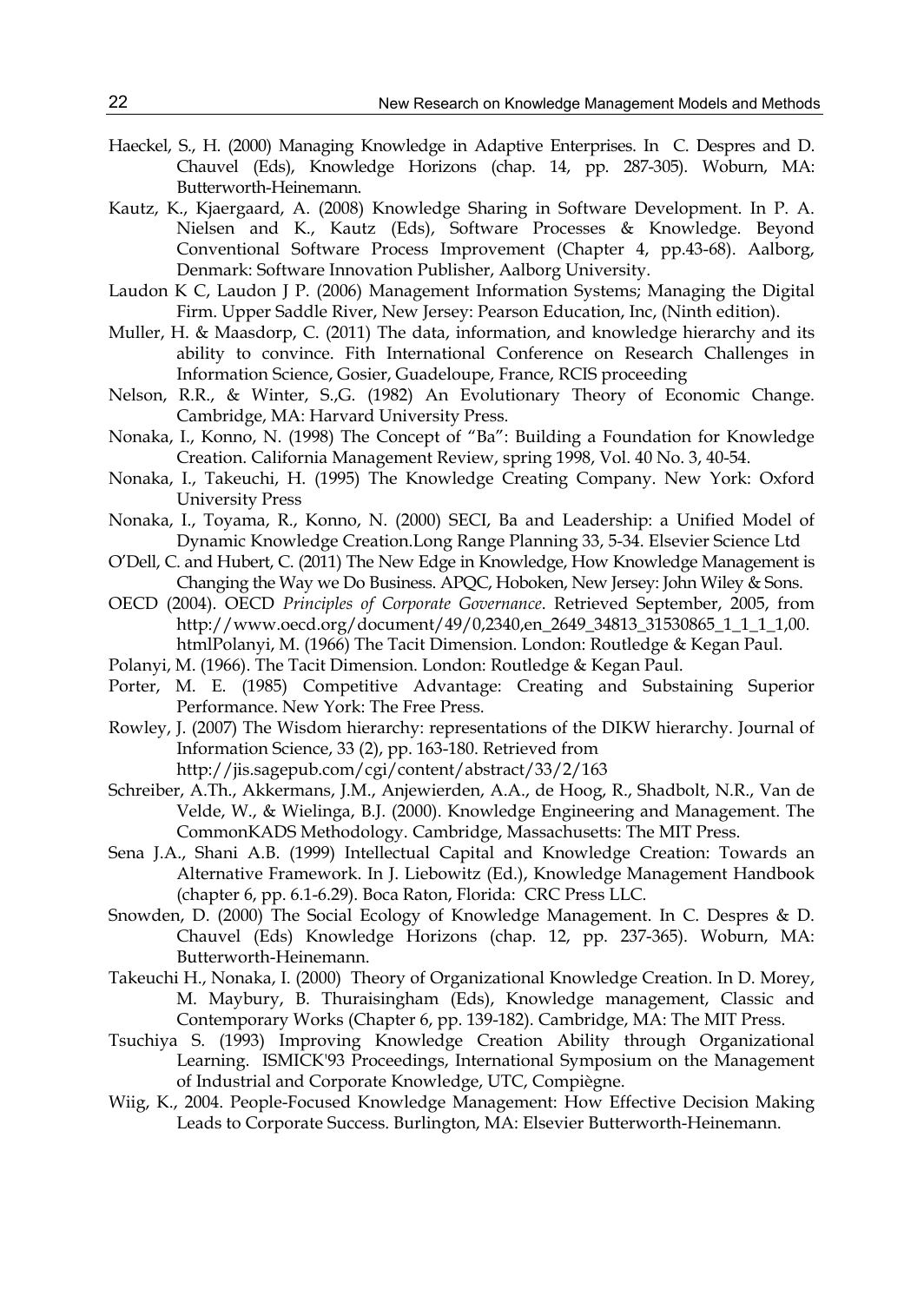Haeckel, S., H. (2000) Managing Knowledge in Adaptive Enterprises. In C. Despres and D. Chauvel (Eds), Knowledge Horizons (chap. 14, pp. 287-305). Woburn, MA: Butterworth-Heinemann.

Kautz, K., Kjaergaard, A. (2008) Knowledge Sharing in Software Development. In P. A. Nielsen and K., Kautz (Eds), Software Processes & Knowledge. Beyond Conventional Software Process Improvement (Chapter 4, pp.43-68). Aalborg, Denmark: Software Innovation Publisher, Aalborg University.

Laudon K C, Laudon J P. (2006) Management Information Systems; Managing the Digital Firm. Upper Saddle River, New Jersey: Pearson Education, Inc, (Ninth edition).

Muller, H. & Maasdorp, C. (2011) The data, information, and knowledge hierarchy and its ability to convince. Fith International Conference on Research Challenges in Information Science, Gosier, Guadeloupe, France, RCIS proceeding

Nelson, R.R., & Winter, S.,G. (1982) An Evolutionary Theory of Economic Change. Cambridge, MA: Harvard University Press.

Nonaka, I., Konno, N. (1998) The Concept of "Ba": Building a Foundation for Knowledge Creation. California Management Review, spring 1998, Vol. 40 No. 3, 40-54.

Nonaka, I., Takeuchi, H. (1995) The Knowledge Creating Company. New York: Oxford University Press

Nonaka, I., Toyama, R., Konno, N. (2000) SECI, Ba and Leadership: a Unified Model of Dynamic Knowledge Creation.Long Range Planning 33, 5-34. Elsevier Science Ltd

O'Dell, C. and Hubert, C. (2011) The New Edge in Knowledge, How Knowledge Management is Changing the Way we Do Business. APQC, Hoboken, New Jersey: John Wiley & Sons.

OECD (2004). OECD *Principles of Corporate Governance*. Retrieved September, 2005, from http://www.oecd.org/document/49/0,2340,en_2649_34813_31530865_1_1_1_1,00. htmlPolanyi, M. (1966) The Tacit Dimension. London: Routledge & Kegan Paul.

Polanyi, M. (1966). The Tacit Dimension. London: Routledge & Kegan Paul.

Porter, M. E. (1985) Competitive Advantage: Creating and Substaining Superior Performance. New York: The Free Press.

Rowley, J. (2007) The Wisdom hierarchy: representations of the DIKW hierarchy. Journal of Information Science, 33 (2), pp. 163-180. Retrieved from http://jis.sagepub.com/cgi/content/abstract/33/2/163

Schreiber, A.Th., Akkermans, J.M., Anjewierden, A.A., de Hoog, R., Shadbolt, N.R., Van de Velde, W., & Wielinga, B.J. (2000). Knowledge Engineering and Management. The CommonKADS Methodology. Cambridge, Massachusetts: The MIT Press.

Sena J.A., Shani A.B. (1999) Intellectual Capital and Knowledge Creation: Towards an Alternative Framework. In J. Liebowitz (Ed.), Knowledge Management Handbook (chapter 6, pp. 6.1-6.29). Boca Raton, Florida: CRC Press LLC.

Snowden, D. (2000) The Social Ecology of Knowledge Management. In C. Despres & D. Chauvel (Eds) Knowledge Horizons (chap. 12, pp. 237-365). Woburn, MA: Butterworth-Heinemann.

Takeuchi H., Nonaka, I. (2000) Theory of Organizational Knowledge Creation. In D. Morey, M. Maybury, B. Thuraisingham (Eds), Knowledge management, Classic and Contemporary Works (Chapter 6, pp. 139-182). Cambridge, MA: The MIT Press.

Tsuchiya S. (1993) Improving Knowledge Creation Ability through Organizational Learning. ISMICK'93 Proceedings, International Symposium on the Management of Industrial and Corporate Knowledge, UTC, Compiègne.

Wiig, K., 2004. People-Focused Knowledge Management: How Effective Decision Making Leads to Corporate Success. Burlington, MA: Elsevier Butterworth-Heinemann.